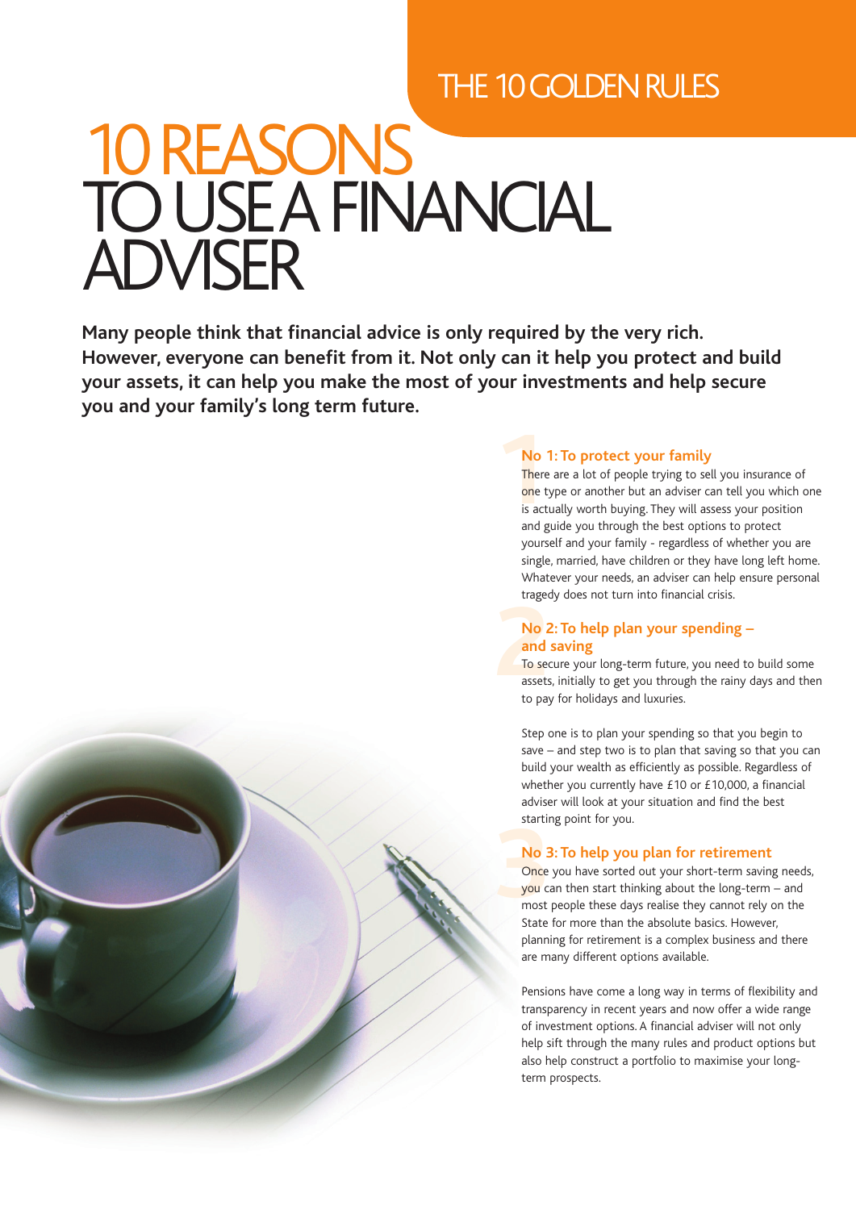THE 10 GOLDEN RULES

# 10 REASONS TO USE A FINANCIAL ADVISER

**Many people think that financial advice is only required by the very rich. However, everyone can benefit from it. Not only can it help you protect and build your assets, it can help you make the most of your investments and help secure you and your family's long term future.**

### No 1: To protect your family

There are a lot of people trying to sell you insurance of one type or another but an adviser can tell you which one is actually worth buying. They will assess your position and guide you through the best options to protect yourself and your family - regardless of whether you are single, married, have children or they have long left home. Whatever your needs, an adviser can help ensure personal tragedy does not turn into financial crisis.

### No 2: To help plan your spending – and saving

To secure your long-term future, you need to build some assets, initially to get you through the rainy days and then to pay for holidays and luxuries.

Step one is to plan your spending so that you begin to save – and step two is to plan that saving so that you can build your wealth as efficiently as possible. Regardless of whether you currently have £10 or £10,000, a financial adviser will look at your situation and find the best starting point for you.

### No 3: To help you plan for retirement

Once you have sorted out your short-term saving needs, you can then start thinking about the long-term – and most people these days realise they cannot rely on the State for more than the absolute basics. However, planning for retirement is a complex business and there are many different options available.

Pensions have come a long way in terms of flexibility and transparency in recent years and now offer a wide range of investment options. A financial adviser will not only help sift through the many rules and product options but also help construct a portfolio to maximise your long-term prospects.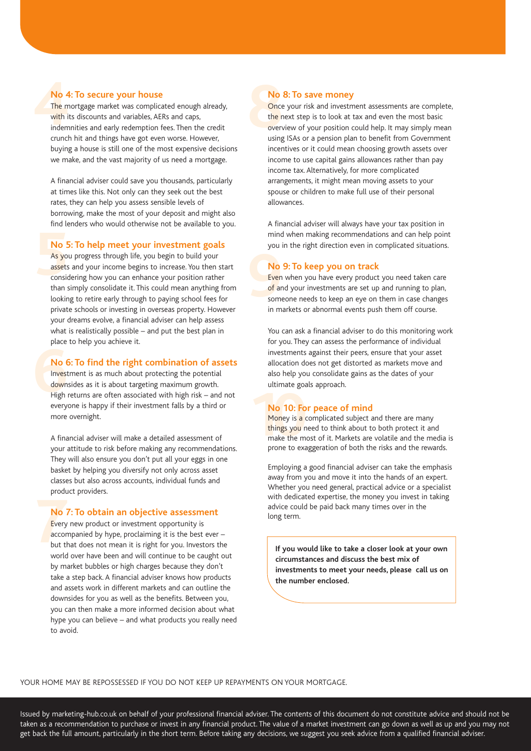## No 4: To secure your house

The mortgage market was complicated enough already, with its discounts and variables, AERs and caps, indemnities and early redemption fees. Then the credit crunch hit and things have got even worse. However, buying a house is still one of the most expensive decisions we make, and the vast majority of us need a mortgage.

A financial adviser could save you thousands, particularly at times like this. Not only can they seek out the best rates, they can help you assess sensible levels of borrowing, make the most of your deposit and might also find lenders who would otherwise not be available to you.

## No 5: To help meet your investment goals

As you progress through life, you begin to build your assets and your income begins to increase. You then start considering how you can enhance your position rather than simply consolidate it. This could mean anything from looking to retire early through to paying school fees for private schools or investing in overseas property. However your dreams evolve, a financial adviser can help assess what is realistically possible – and put the best plan in place to help you achieve it.

## No 6: To find the right combination of assets

Investment is as much about protecting the potential downsides as it is about targeting maximum growth. High returns are often associated with high risk – and not everyone is happy if their investment falls by a third or more overnight.

A financial adviser will make a detailed assessment of your attitude to risk before making any recommendations. They will also ensure you don't put all your eggs in one basket by helping you diversify not only across asset classes but also across accounts, individual funds and product providers.

## No 7: To obtain an objective assessment

Every new product or investment opportunity is accompanied by hype, proclaiming it is the best ever – but that does not mean it is right for you. Investors the world over have been and will continue to be caught out by market bubbles or high charges because they don't take a step back. A financial adviser knows how products and assets work in different markets and can outline the downsides for you as well as the benefits. Between you, you can then make a more informed decision about what hype you can believe – and what products you really need to avoid.

## No 8: To save money

Once your risk and investment assessments are complete, the next step is to look at tax and even the most basic overview of your position could help. It may simply mean using ISAs or a pension plan to benefit from Government incentives or it could mean choosing growth assets over income to use capital gains allowances rather than pay income tax. Alternatively, for more complicated arrangements, it might mean moving assets to your spouse or children to make full use of their personal allowances.

A financial adviser will always have your tax position in mind when making recommendations and can help point you in the right direction even in complicated situations.

## No 9: To keep you on track

Even when you have every product you need taken care of and your investments are set up and running to plan, someone needs to keep an eye on them in case changes in markets or abnormal events push them off course.

You can ask a financial adviser to do this monitoring work for you. They can assess the performance of individual investments against their peers, ensure that your asset allocation does not get distorted as markets move and also help you consolidate gains as the dates of your ultimate goals approach.

## No 10: For peace of mind

Money is a complicated subject and there are many things you need to think about to both protect it and make the most of it. Markets are volatile and the media is prone to exaggeration of both the risks and the rewards.

Employing a good financial adviser can take the emphasis away from you and move it into the hands of an expert. Whether you need general, practical advice or a specialist with dedicated expertise, the money you invest in taking advice could be paid back many times over in the long term.

**If you would like to take a closer look at your own circumstances and discuss the best mix of investments to meet your needs, please call us on the number enclosed.**

YOUR HOME MAY BE REPOSSESSED IF YOU DO NOT KEEP UP REPAYMENTS ON YOUR MORTGAGE.

Issued by marketing-hub.co.uk on behalf of your professional financial adviser. The contents of this document do not constitute advice and should not be taken as a recommendation to purchase or invest in any financial product. The value of a market investment can go down as well as up and you may not get back the full amount, particularly in the short term. Before taking any decisions, we suggest you seek advice from a qualified financial adviser.